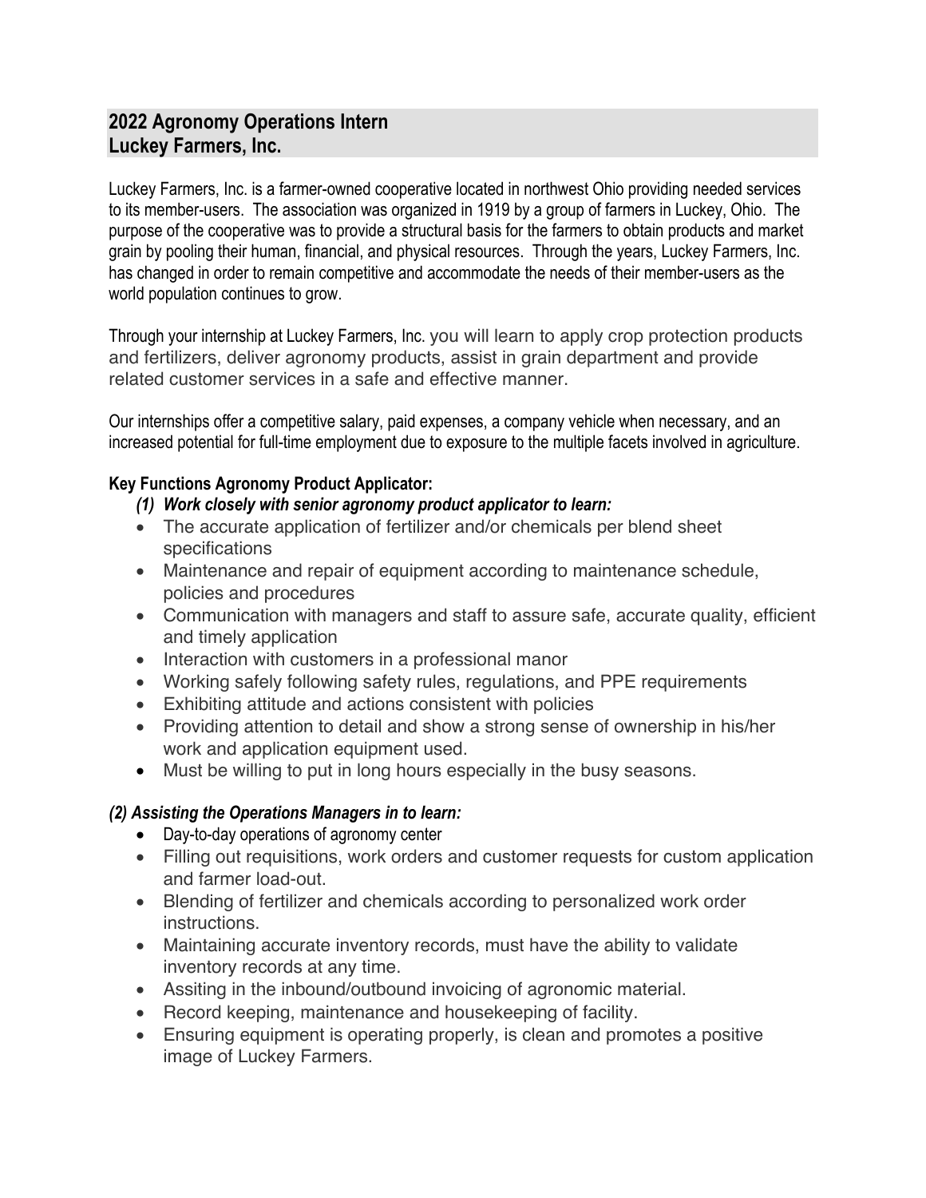## 2022 Agronomy Operations Intern
## Luckey Farmers, Inc.

Luckey Farmers, Inc. is a farmer-owned cooperative located in northwest Ohio providing needed services to its member-users. The association was organized in 1919 by a group of farmers in Luckey, Ohio. The purpose of the cooperative was to provide a structural basis for the farmers to obtain products and market grain by pooling their human, financial, and physical resources. Through the years, Luckey Farmers, Inc. has changed in order to remain competitive and accommodate the needs of their member-users as the world population continues to grow.

Through your internship at Luckey Farmers, Inc. you will learn to apply crop protection products and fertilizers, deliver agronomy products, assist in grain department and provide related customer services in a safe and effective manner.

Our internships offer a competitive salary, paid expenses, a company vehicle when necessary, and an increased potential for full-time employment due to exposure to the multiple facets involved in agriculture.

**Key Functions Agronomy Product Applicator:**

***(1) Work closely with senior agronomy product applicator to learn:***

- The accurate application of fertilizer and/or chemicals per blend sheet specifications
- Maintenance and repair of equipment according to maintenance schedule, policies and procedures
- Communication with managers and staff to assure safe, accurate quality, efficient and timely application
- Interaction with customers in a professional manor
- Working safely following safety rules, regulations, and PPE requirements
- Exhibiting attitude and actions consistent with policies
- Providing attention to detail and show a strong sense of ownership in his/her work and application equipment used.
- Must be willing to put in long hours especially in the busy seasons.

***(2) Assisting the Operations Managers in to learn:***

- Day-to-day operations of agronomy center
- Filling out requisitions, work orders and customer requests for custom application and farmer load-out.
- Blending of fertilizer and chemicals according to personalized work order instructions.
- Maintaining accurate inventory records, must have the ability to validate inventory records at any time.
- Assiting in the inbound/outbound invoicing of agronomic material.
- Record keeping, maintenance and housekeeping of facility.
- Ensuring equipment is operating properly, is clean and promotes a positive image of Luckey Farmers.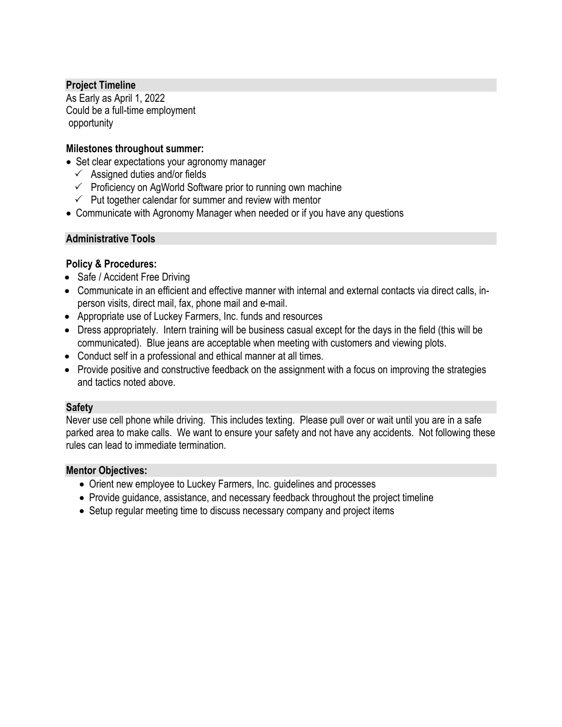## Project Timeline

As Early as April 1, 2022
Could be a full-time employment opportunity

**Milestones throughout summer:**

- Set clear expectations your agronomy manager
  - ✓ Assigned duties and/or fields
  - ✓ Proficiency on AgWorld Software prior to running own machine
  - ✓ Put together calendar for summer and review with mentor
- Communicate with Agronomy Manager when needed or if you have any questions

## Administrative Tools

**Policy & Procedures:**

- Safe / Accident Free Driving
- Communicate in an efficient and effective manner with internal and external contacts via direct calls, in-person visits, direct mail, fax, phone mail and e-mail.
- Appropriate use of Luckey Farmers, Inc. funds and resources
- Dress appropriately. Intern training will be business casual except for the days in the field (this will be communicated). Blue jeans are acceptable when meeting with customers and viewing plots.
- Conduct self in a professional and ethical manner at all times.
- Provide positive and constructive feedback on the assignment with a focus on improving the strategies and tactics noted above.

## Safety

Never use cell phone while driving. This includes texting. Please pull over or wait until you are in a safe parked area to make calls. We want to ensure your safety and not have any accidents. Not following these rules can lead to immediate termination.

## Mentor Objectives:

- Orient new employee to Luckey Farmers, Inc. guidelines and processes
- Provide guidance, assistance, and necessary feedback throughout the project timeline
- Setup regular meeting time to discuss necessary company and project items